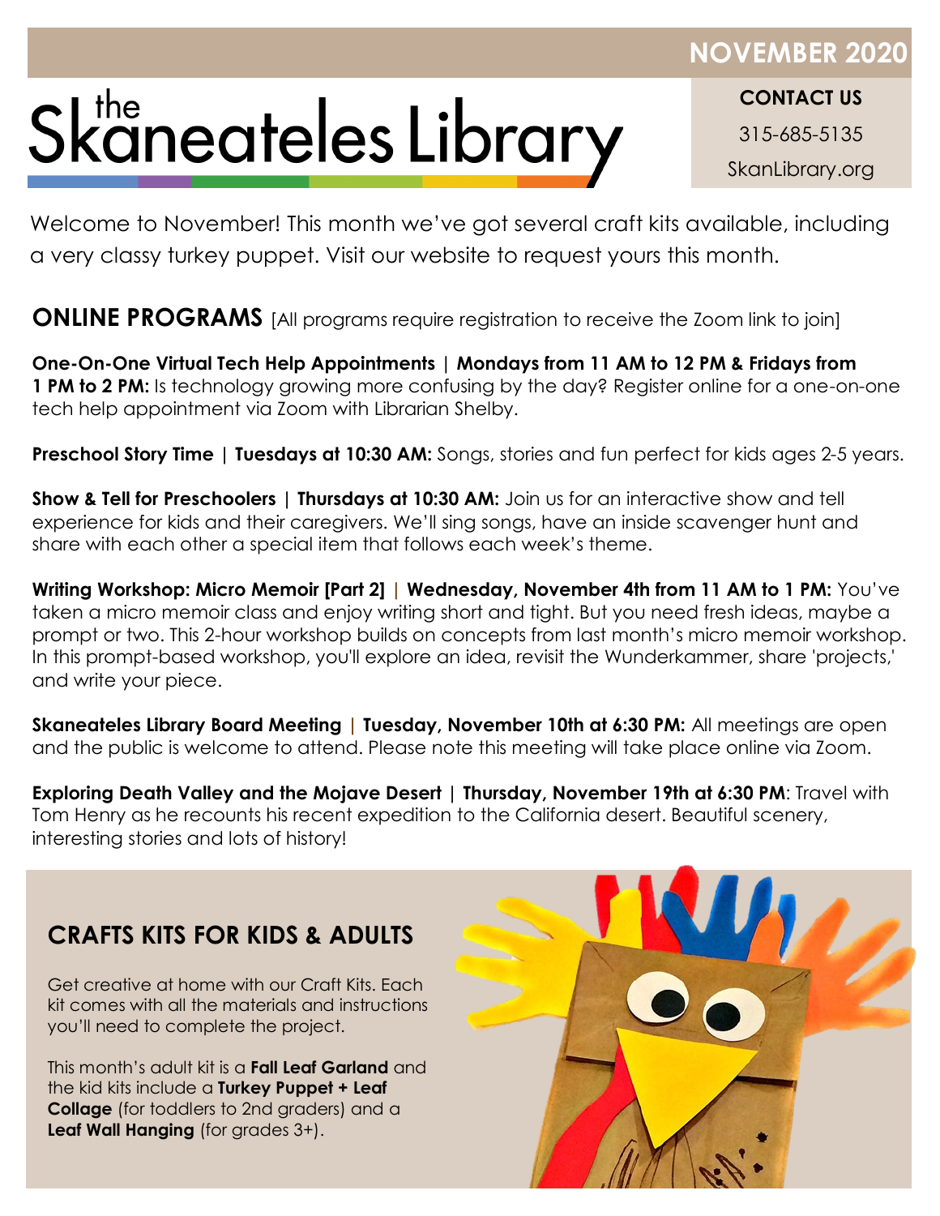NOVEMBER 2020

# the Skaneateles Library

**CONTACT US**

315-685-5135

SkanLibrary.org

Welcome to November! This month we've got several craft kits available, including a very classy turkey puppet. Visit our website to request yours this month.

## ONLINE PROGRAMS [All programs require registration to receive the Zoom link to join]

**One-On-One Virtual Tech Help Appointments | Mondays from 11 AM to 12 PM & Fridays from 1 PM to 2 PM:** Is technology growing more confusing by the day? Register online for a one-on-one tech help appointment via Zoom with Librarian Shelby.

**Preschool Story Time | Tuesdays at 10:30 AM:** Songs, stories and fun perfect for kids ages 2-5 years.

**Show & Tell for Preschoolers | Thursdays at 10:30 AM:** Join us for an interactive show and tell experience for kids and their caregivers. We'll sing songs, have an inside scavenger hunt and share with each other a special item that follows each week's theme.

**Writing Workshop: Micro Memoir [Part 2] | Wednesday, November 4th from 11 AM to 1 PM:** You've taken a micro memoir class and enjoy writing short and tight. But you need fresh ideas, maybe a prompt or two. This 2-hour workshop builds on concepts from last month's micro memoir workshop. In this prompt-based workshop, you'll explore an idea, revisit the Wunderkammer, share 'projects,' and write your piece.

**Skaneateles Library Board Meeting | Tuesday, November 10th at 6:30 PM:** All meetings are open and the public is welcome to attend. Please note this meeting will take place online via Zoom.

**Exploring Death Valley and the Mojave Desert | Thursday, November 19th at 6:30 PM**: Travel with Tom Henry as he recounts his recent expedition to the California desert. Beautiful scenery, interesting stories and lots of history!

## CRAFTS KITS FOR KIDS & ADULTS

Get creative at home with our Craft Kits. Each kit comes with all the materials and instructions you'll need to complete the project.

This month's adult kit is a **Fall Leaf Garland** and the kid kits include a **Turkey Puppet + Leaf Collage** (for toddlers to 2nd graders) and a **Leaf Wall Hanging** (for grades 3+).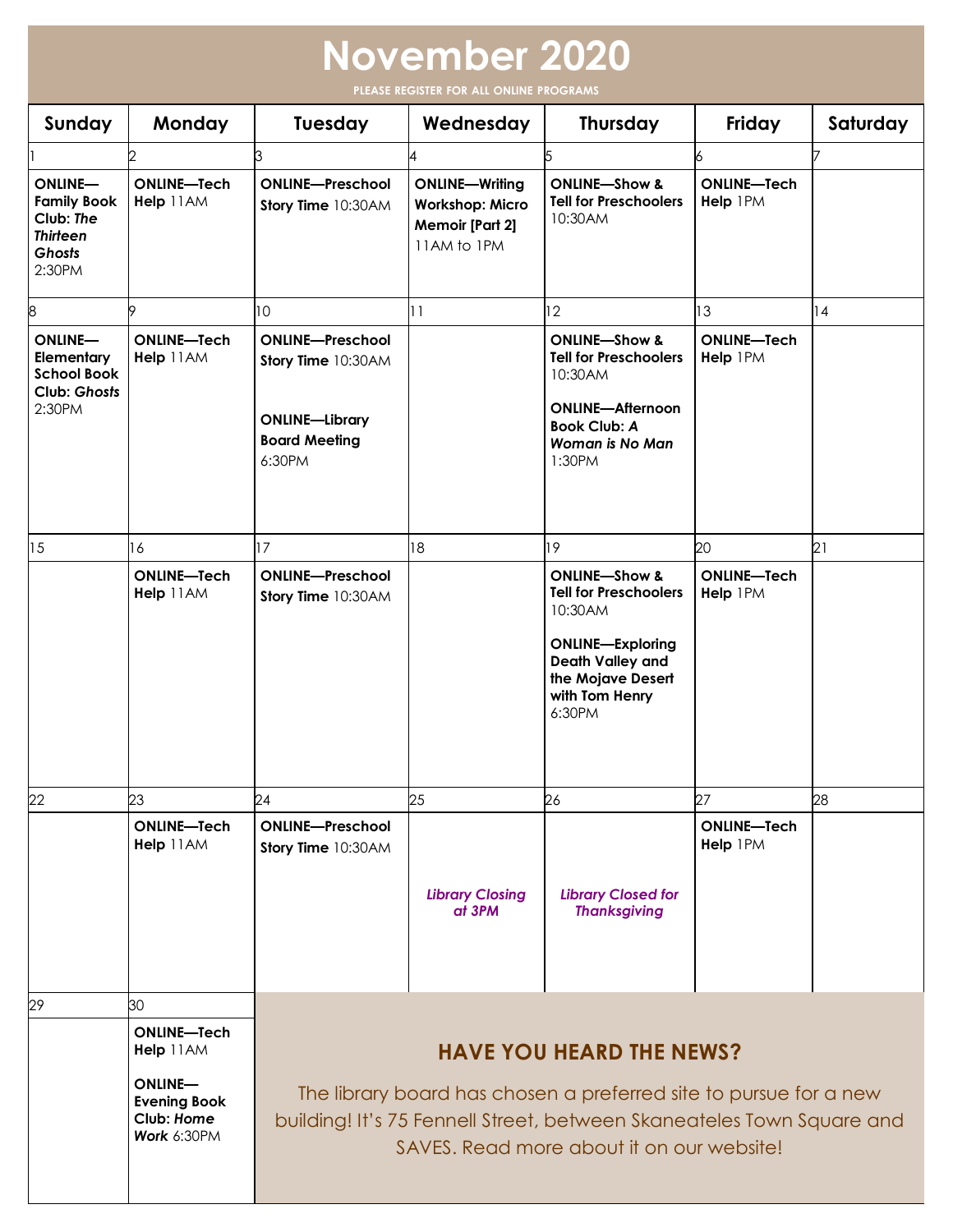# November 2020

**PLEASE REGISTER FOR ALL ONLINE PROGRAMS**

| Sunday | Monday | Tuesday | Wednesday | Thursday | Friday | Saturday |
|---|---|---|---|---|---|---|
| 1<br>**ONLINE—Family Book Club: *The Thirteen Ghosts*** 2:30PM | 2<br>**ONLINE—Tech Help** 11AM | 3<br>**ONLINE—Preschool Story Time** 10:30AM | 4<br>**ONLINE—Writing Workshop: Micro Memoir [Part 2]** 11AM to 1PM | 5<br>**ONLINE—Show & Tell for Preschoolers** 10:30AM | 6<br>**ONLINE—Tech Help** 1PM | 7 |
| 8<br>**ONLINE—Elementary School Book Club: *Ghosts*** 2:30PM | 9<br>**ONLINE—Tech Help** 11AM | 10<br>**ONLINE—Preschool Story Time** 10:30AM<br>**ONLINE—Library Board Meeting** 6:30PM | 11 | 12<br>**ONLINE—Show & Tell for Preschoolers** 10:30AM<br>**ONLINE—Afternoon Book Club: *A Woman is No Man*** 1:30PM | 13<br>**ONLINE—Tech Help** 1PM | 14 |
| 15 | 16<br>**ONLINE—Tech Help** 11AM | 17<br>**ONLINE—Preschool Story Time** 10:30AM | 18 | 19<br>**ONLINE—Show & Tell for Preschoolers** 10:30AM<br>**ONLINE—Exploring Death Valley and the Mojave Desert with Tom Henry** 6:30PM | 20<br>**ONLINE—Tech Help** 1PM | 21 |
| 22 | 23<br>**ONLINE—Tech Help** 11AM | 24<br>**ONLINE—Preschool Story Time** 10:30AM | 25<br>***Library Closing at 3PM*** | 26<br>***Library Closed for Thanksgiving*** | 27<br>**ONLINE—Tech Help** 1PM | 28 |
| 29 | 30<br>**ONLINE—Tech Help** 11AM<br>**ONLINE—Evening Book Club: *Home Work*** 6:30PM | | | | | |

## HAVE YOU HEARD THE NEWS?

The library board has chosen a preferred site to pursue for a new building! It's 75 Fennell Street, between Skaneateles Town Square and SAVES. Read more about it on our website!